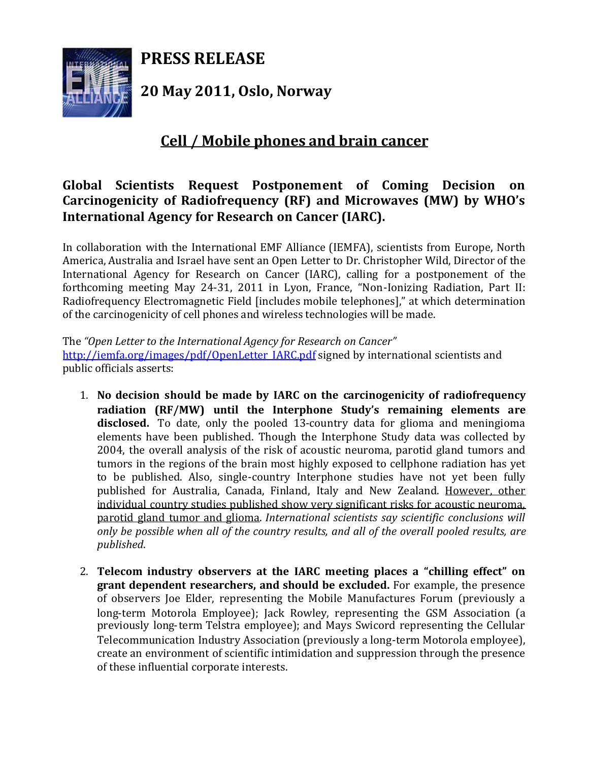# PRESS RELEASE

## 20 May 2011, Oslo, Norway

## Cell / Mobile phones and brain cancer

### Global Scientists Request Postponement of Coming Decision on Carcinogenicity of Radiofrequency (RF) and Microwaves (MW) by WHO's International Agency for Research on Cancer (IARC).

In collaboration with the International EMF Alliance (IEMFA), scientists from Europe, North America, Australia and Israel have sent an Open Letter to Dr. Christopher Wild, Director of the International Agency for Research on Cancer (IARC), calling for a postponement of the forthcoming meeting May 24-31, 2011 in Lyon, France, "Non-Ionizing Radiation, Part II: Radiofrequency Electromagnetic Field [includes mobile telephones]," at which determination of the carcinogenicity of cell phones and wireless technologies will be made.

The *"Open Letter to the International Agency for Research on Cancer"* http://iemfa.org/images/pdf/OpenLetter_IARC.pdf signed by international scientists and public officials asserts:

1. **No decision should be made by IARC on the carcinogenicity of radiofrequency radiation (RF/MW) until the Interphone Study's remaining elements are disclosed.** To date, only the pooled 13-country data for glioma and meningioma elements have been published. Though the Interphone Study data was collected by 2004, the overall analysis of the risk of acoustic neuroma, parotid gland tumors and tumors in the regions of the brain most highly exposed to cellphone radiation has yet to be published. Also, single-country Interphone studies have not yet been fully published for Australia, Canada, Finland, Italy and New Zealand. However, other individual country studies published show very significant risks for acoustic neuroma, parotid gland tumor and glioma. *International scientists say scientific conclusions will only be possible when all of the country results, and all of the overall pooled results, are published*.

2. **Telecom industry observers at the IARC meeting places a "chilling effect" on grant dependent researchers, and should be excluded.** For example, the presence of observers Joe Elder, representing the Mobile Manufactures Forum (previously a long-term Motorola Employee); Jack Rowley, representing the GSM Association (a previously long-term Telstra employee); and Mays Swicord representing the Cellular Telecommunication Industry Association (previously a long-term Motorola employee), create an environment of scientific intimidation and suppression through the presence of these influential corporate interests.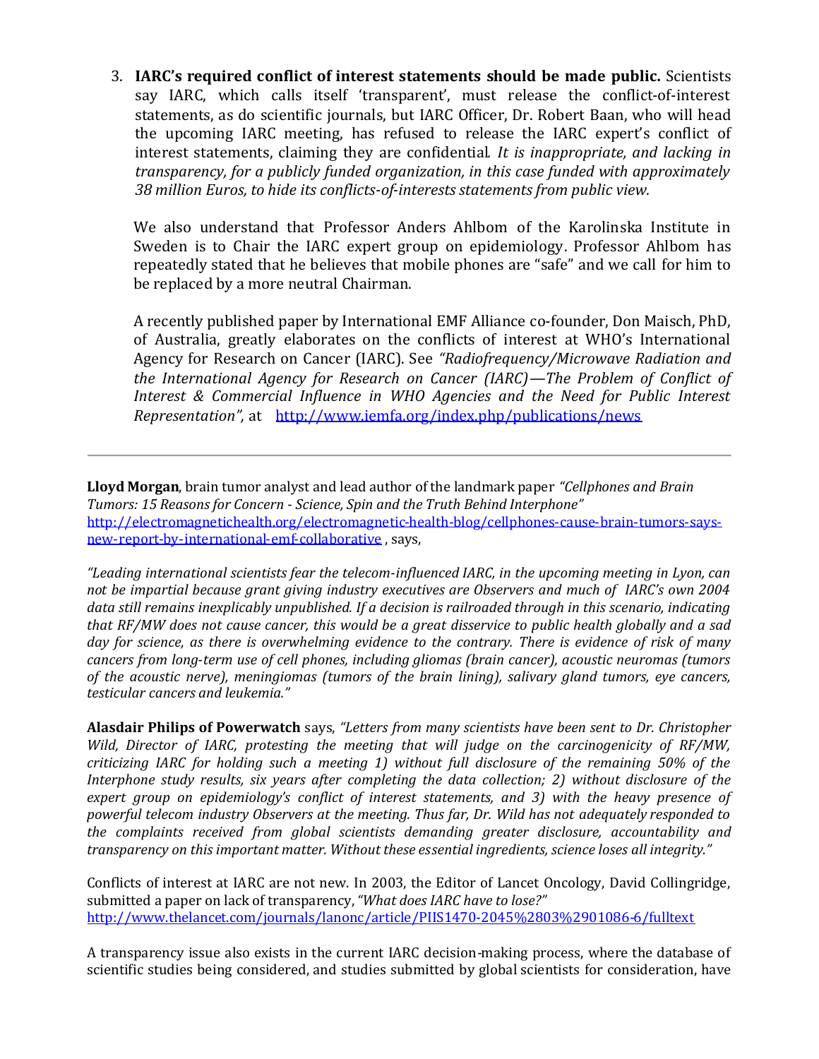3. **IARC's required conflict of interest statements should be made public.** Scientists say IARC, which calls itself 'transparent', must release the conflict-of-interest statements, as do scientific journals, but IARC Officer, Dr. Robert Baan, who will head the upcoming IARC meeting, has refused to release the IARC expert's conflict of interest statements, claiming they are confidential. *It is inappropriate, and lacking in transparency, for a publicly funded organization, in this case funded with approximately 38 million Euros, to hide its conflicts-of-interests statements from public view.*

   We also understand that Professor Anders Ahlbom of the Karolinska Institute in Sweden is to Chair the IARC expert group on epidemiology. Professor Ahlbom has repeatedly stated that he believes that mobile phones are "safe" and we call for him to be replaced by a more neutral Chairman.

   A recently published paper by International EMF Alliance co-founder, Don Maisch, PhD, of Australia, greatly elaborates on the conflicts of interest at WHO's International Agency for Research on Cancer (IARC). See *"Radiofrequency/Microwave Radiation and the International Agency for Research on Cancer (IARC)—The Problem of Conflict of Interest & Commercial Influence in WHO Agencies and the Need for Public Interest Representation"*, at http://www.iemfa.org/index.php/publications/news

---

**Lloyd Morgan**, brain tumor analyst and lead author of the landmark paper *"Cellphones and Brain Tumors: 15 Reasons for Concern - Science, Spin and the Truth Behind Interphone"* http://electromagnetichealth.org/electromagnetic-health-blog/cellphones-cause-brain-tumors-says-new-report-by-international-emf-collaborative , says,

*"Leading international scientists fear the telecom-influenced IARC, in the upcoming meeting in Lyon, can not be impartial because grant giving industry executives are Observers and much of IARC's own 2004 data still remains inexplicably unpublished. If a decision is railroaded through in this scenario, indicating that RF/MW does not cause cancer, this would be a great disservice to public health globally and a sad day for science, as there is overwhelming evidence to the contrary. There is evidence of risk of many cancers from long-term use of cell phones, including gliomas (brain cancer), acoustic neuromas (tumors of the acoustic nerve), meningiomas (tumors of the brain lining), salivary gland tumors, eye cancers, testicular cancers and leukemia."*

**Alasdair Philips of Powerwatch** says, *"Letters from many scientists have been sent to Dr. Christopher Wild, Director of IARC, protesting the meeting that will judge on the carcinogenicity of RF/MW, criticizing IARC for holding such a meeting 1) without full disclosure of the remaining 50% of the Interphone study results, six years after completing the data collection; 2) without disclosure of the expert group on epidemiology's conflict of interest statements, and 3) with the heavy presence of powerful telecom industry Observers at the meeting. Thus far, Dr. Wild has not adequately responded to the complaints received from global scientists demanding greater disclosure, accountability and transparency on this important matter. Without these essential ingredients, science loses all integrity."*

Conflicts of interest at IARC are not new. In 2003, the Editor of Lancet Oncology, David Collingridge, submitted a paper on lack of transparency, *"What does IARC have to lose?"* http://www.thelancet.com/journals/lanonc/article/PIIS1470-2045%2803%2901086-6/fulltext

A transparency issue also exists in the current IARC decision-making process, where the database of scientific studies being considered, and studies submitted by global scientists for consideration, have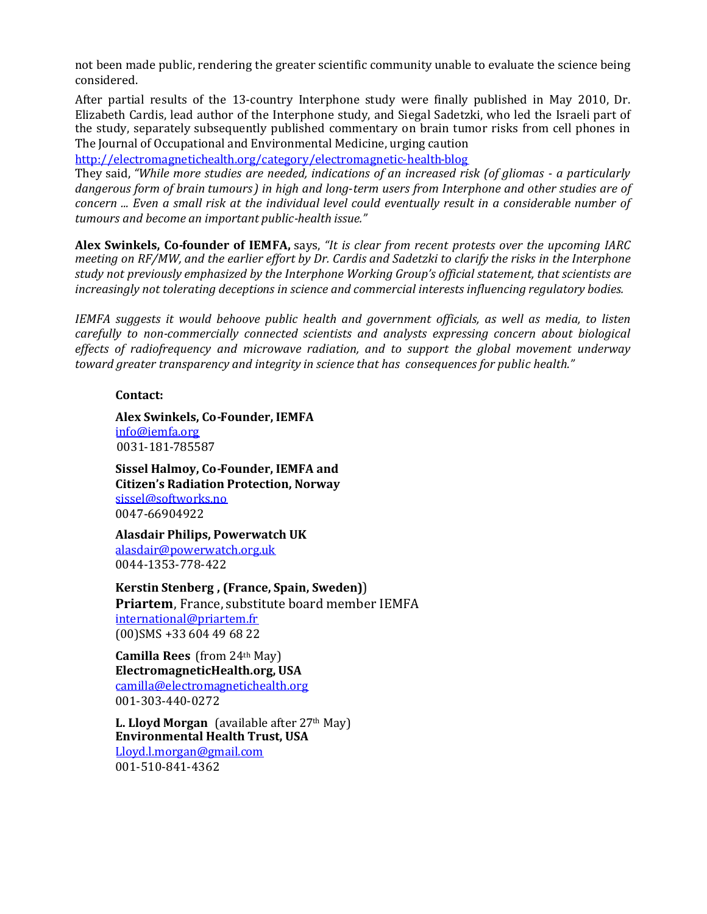not been made public, rendering the greater scientific community unable to evaluate the science being considered.

After partial results of the 13-country Interphone study were finally published in May 2010, Dr. Elizabeth Cardis, lead author of the Interphone study, and Siegal Sadetzki, who led the Israeli part of the study, separately subsequently published commentary on brain tumor risks from cell phones in The Journal of Occupational and Environmental Medicine, urging caution http://electromagnetichealth.org/category/electromagnetic-health-blog

They said, *"While more studies are needed, indications of an increased risk (of gliomas - a particularly dangerous form of brain tumours) in high and long-term users from Interphone and other studies are of concern ... Even a small risk at the individual level could eventually result in a considerable number of tumours and become an important public-health issue."*

**Alex Swinkels, Co-founder of IEMFA,** says, *"It is clear from recent protests over the upcoming IARC meeting on RF/MW, and the earlier effort by Dr. Cardis and Sadetzki to clarify the risks in the Interphone study not previously emphasized by the Interphone Working Group's official statement, that scientists are increasingly not tolerating deceptions in science and commercial interests influencing regulatory bodies.*

*IEMFA suggests it would behoove public health and government officials, as well as media, to listen carefully to non-commercially connected scientists and analysts expressing concern about biological effects of radiofrequency and microwave radiation, and to support the global movement underway toward greater transparency and integrity in science that has consequences for public health."*

**Contact:**

**Alex Swinkels, Co-Founder, IEMFA**
info@iemfa.org
0031-181-785587

**Sissel Halmoy, Co-Founder, IEMFA and Citizen's Radiation Protection, Norway**
sissel@softworks.no
0047-66904922

**Alasdair Philips, Powerwatch UK**
alasdair@powerwatch.org.uk
0044-1353-778-422

**Kerstin Stenberg , (France, Spain, Sweden)**)
**Priartem**, France, substitute board member IEMFA
international@priartem.fr
(00)SMS +33 604 49 68 22

**Camilla Rees** (from 24th May)
**ElectromagneticHealth.org, USA**
camilla@electromagnetichealth.org
001-303-440-0272

**L. Lloyd Morgan** (available after 27th May)
**Environmental Health Trust, USA**
Lloyd.l.morgan@gmail.com
001-510-841-4362